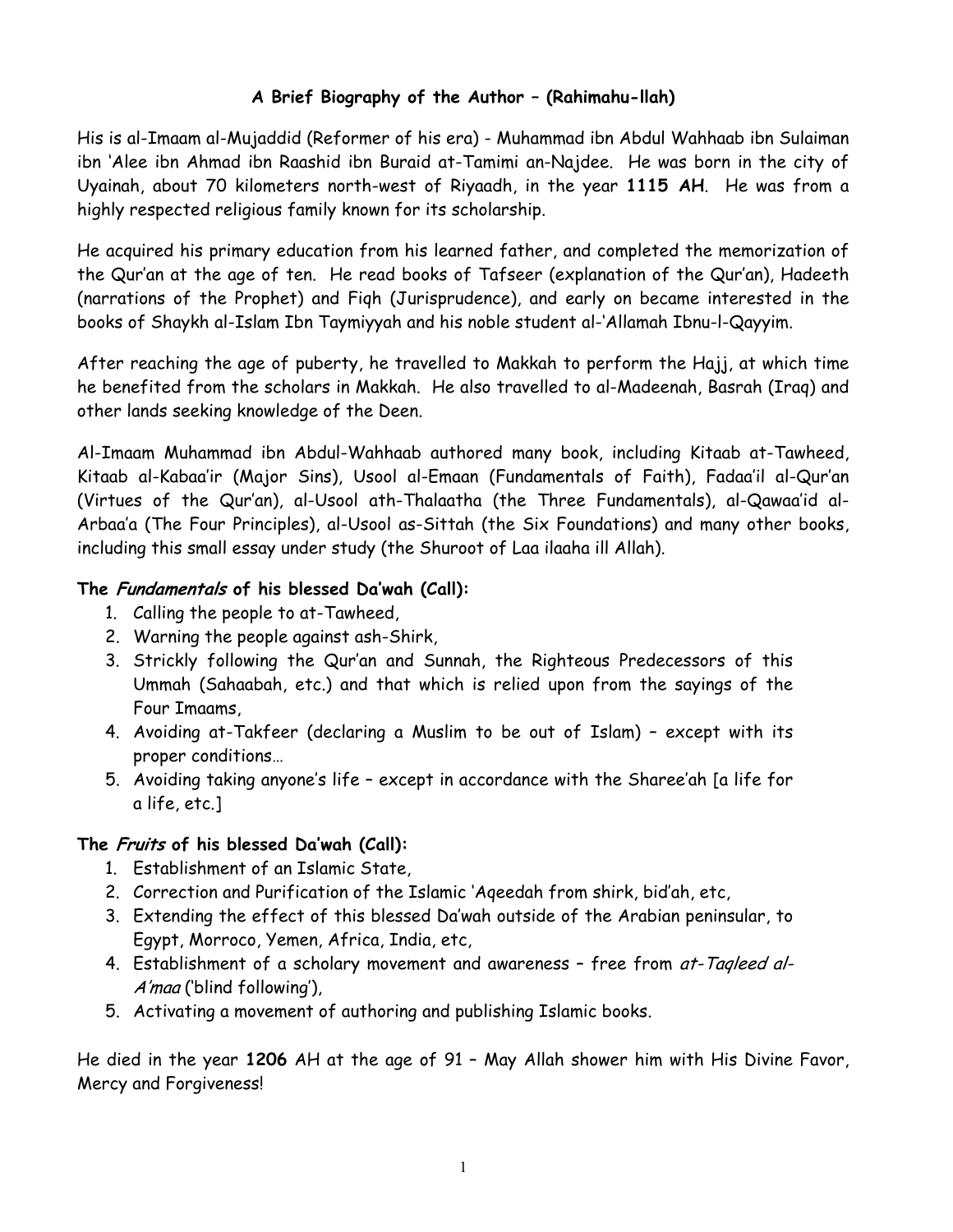## A Brief Biography of the Author – (Rahimahu-llah)

His is al-Imaam al-Mujaddid (Reformer of his era) - Muhammad ibn Abdul Wahhaab ibn Sulaiman ibn 'Alee ibn Ahmad ibn Raashid ibn Buraid at-Tamimi an-Najdee. He was born in the city of Uyainah, about 70 kilometers north-west of Riyaadh, in the year **1115 AH**. He was from a highly respected religious family known for its scholarship.

He acquired his primary education from his learned father, and completed the memorization of the Qur'an at the age of ten. He read books of Tafseer (explanation of the Qur'an), Hadeeth (narrations of the Prophet) and Fiqh (Jurisprudence), and early on became interested in the books of Shaykh al-Islam Ibn Taymiyyah and his noble student al-'Allamah Ibnu-l-Qayyim.

After reaching the age of puberty, he travelled to Makkah to perform the Hajj, at which time he benefited from the scholars in Makkah. He also travelled to al-Madeenah, Basrah (Iraq) and other lands seeking knowledge of the Deen.

Al-Imaam Muhammad ibn Abdul-Wahhaab authored many book, including Kitaab at-Tawheed, Kitaab al-Kabaa'ir (Major Sins), Usool al-Emaan (Fundamentals of Faith), Fadaa'il al-Qur'an (Virtues of the Qur'an), al-Usool ath-Thalaatha (the Three Fundamentals), al-Qawaa'id al-Arbaa'a (The Four Principles), al-Usool as-Sittah (the Six Foundations) and many other books, including this small essay under study (the Shuroot of Laa ilaaha ill Allah).

**The *Fundamentals* of his blessed Da'wah (Call):**

1. Calling the people to at-Tawheed,
2. Warning the people against ash-Shirk,
3. Strickly following the Qur'an and Sunnah, the Righteous Predecessors of this Ummah (Sahaabah, etc.) and that which is relied upon from the sayings of the Four Imaams,
4. Avoiding at-Takfeer (declaring a Muslim to be out of Islam) – except with its proper conditions…
5. Avoiding taking anyone's life – except in accordance with the Sharee'ah [a life for a life, etc.]

**The *Fruits* of his blessed Da'wah (Call):**

1. Establishment of an Islamic State,
2. Correction and Purification of the Islamic 'Aqeedah from shirk, bid'ah, etc,
3. Extending the effect of this blessed Da'wah outside of the Arabian peninsular, to Egypt, Morroco, Yemen, Africa, India, etc,
4. Establishment of a scholary movement and awareness – free from *at-Taqleed al-A'maa* ('blind following'),
5. Activating a movement of authoring and publishing Islamic books.

He died in the year **1206** AH at the age of 91 – May Allah shower him with His Divine Favor, Mercy and Forgiveness!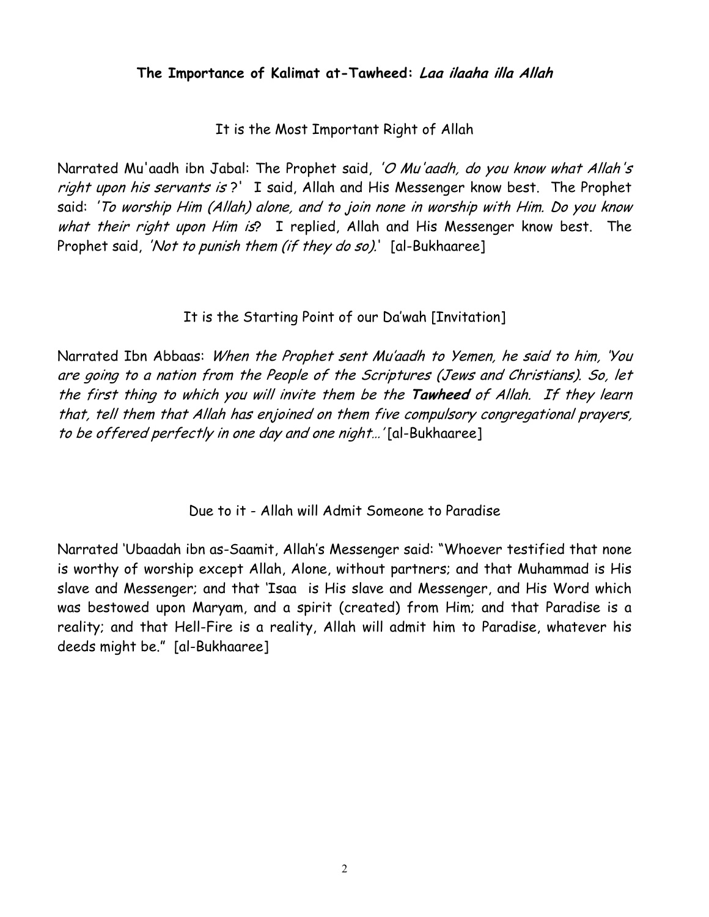## The Importance of Kalimat at-Tawheed: *Laa ilaaha illa Allah*

### It is the Most Important Right of Allah

Narrated Mu'aadh ibn Jabal: The Prophet said, *'O Mu'aadh, do you know what Allah's right upon his servants is?'* I said, Allah and His Messenger know best. The Prophet said: *'To worship Him (Allah) alone, and to join none in worship with Him. Do you know what their right upon Him is?* I replied, Allah and His Messenger know best. The Prophet said, *'Not to punish them (if they do so).'* [al-Bukhaaree]

### It is the Starting Point of our Da'wah [Invitation]

Narrated Ibn Abbaas: *When the Prophet sent Mu'aadh to Yemen, he said to him, 'You are going to a nation from the People of the Scriptures (Jews and Christians). So, let the first thing to which you will invite them be the **Tawheed** of Allah. If they learn that, tell them that Allah has enjoined on them five compulsory congregational prayers, to be offered perfectly in one day and one night…'* [al-Bukhaaree]

### Due to it - Allah will Admit Someone to Paradise

Narrated 'Ubaadah ibn as-Saamit, Allah's Messenger said: "Whoever testified that none is worthy of worship except Allah, Alone, without partners; and that Muhammad is His slave and Messenger; and that 'Isaa is His slave and Messenger, and His Word which was bestowed upon Maryam, and a spirit (created) from Him; and that Paradise is a reality; and that Hell-Fire is a reality, Allah will admit him to Paradise, whatever his deeds might be." [al-Bukhaaree]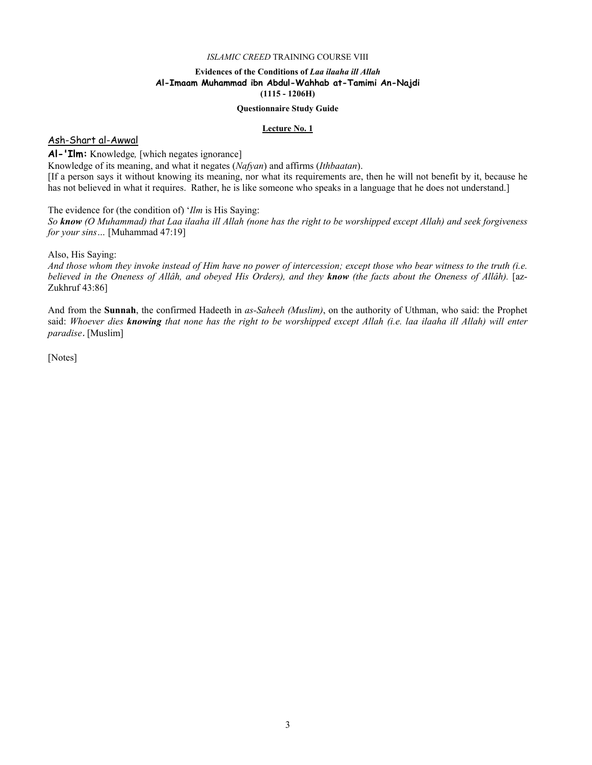*ISLAMIC CREED* TRAINING COURSE VIII

**Evidences of the Conditions of *Laa ilaaha ill Allah***
**Al-Imaam Muhammad ibn Abdul-Wahhab at-Tamimi An-Najdi**
**(1115 - 1206H)**

**Questionnaire Study Guide**

**Lecture No. 1**

## Ash-Shart al-Awwal

**Al-'Ilm:** Knowledge*,* [which negates ignorance]

Knowledge of its meaning, and what it negates (*Nafyan*) and affirms (*Ithbaatan*).

[If a person says it without knowing its meaning, nor what its requirements are, then he will not benefit by it, because he has not believed in what it requires. Rather, he is like someone who speaks in a language that he does not understand.]

The evidence for (the condition of) '*Ilm* is His Saying:

*So **know** (O Muhammad) that Laa ilaaha ill Allah (none has the right to be worshipped except Allah) and seek forgiveness for your sins…* [Muhammad 47:19]

Also, His Saying:

*And those whom they invoke instead of Him have no power of intercession; except those who bear witness to the truth (i.e. believed in the Oneness of Allâh, and obeyed His Orders), and they **know** (the facts about the Oneness of Allâh).* [az-Zukhruf 43:86]

And from the **Sunnah**, the confirmed Hadeeth in *as-Saheeh (Muslim)*, on the authority of Uthman, who said: the Prophet said: *Whoever dies **knowing** that none has the right to be worshipped except Allah (i.e. laa ilaaha ill Allah) will enter paradise.* [Muslim]

[Notes]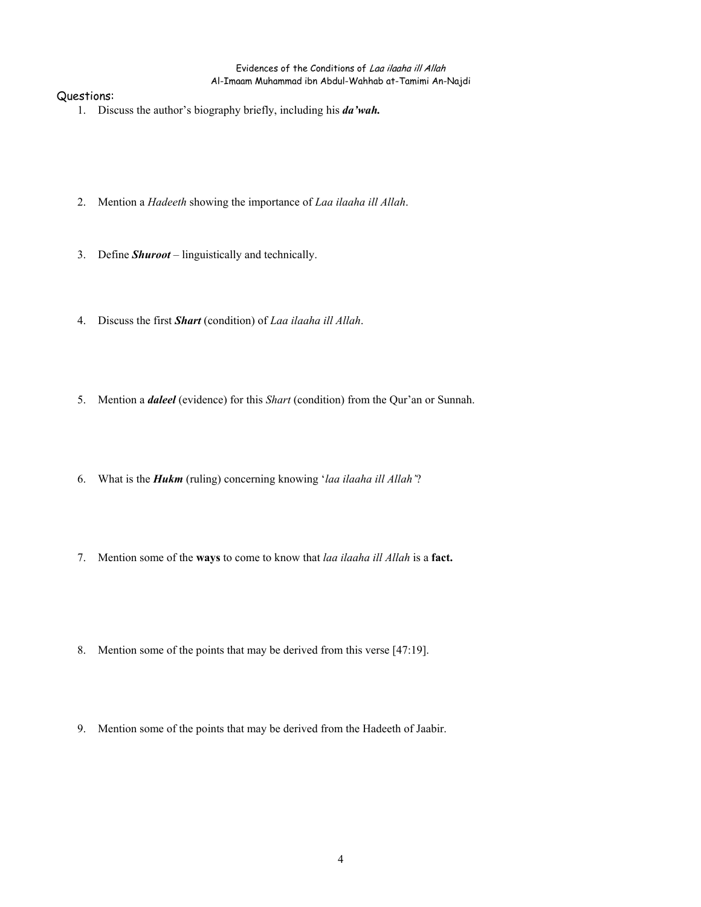Evidences of the Conditions of *Laa ilaaha ill Allah*
Al-Imaam Muhammad ibn Abdul-Wahhab at-Tamimi An-Najdi

Questions:

1. Discuss the author's biography briefly, including his ***da'wah.***

2. Mention a *Hadeeth* showing the importance of *Laa ilaaha ill Allah*.

3. Define ***Shuroot*** – linguistically and technically.

4. Discuss the first ***Shart*** (condition) of *Laa ilaaha ill Allah*.

5. Mention a ***daleel*** (evidence) for this *Shart* (condition) from the Qur'an or Sunnah.

6. What is the ***Hukm*** (ruling) concerning knowing '*laa ilaaha ill Allah'*?

7. Mention some of the **ways** to come to know that *laa ilaaha ill Allah* is a **fact.**

8. Mention some of the points that may be derived from this verse [47:19].

9. Mention some of the points that may be derived from the Hadeeth of Jaabir.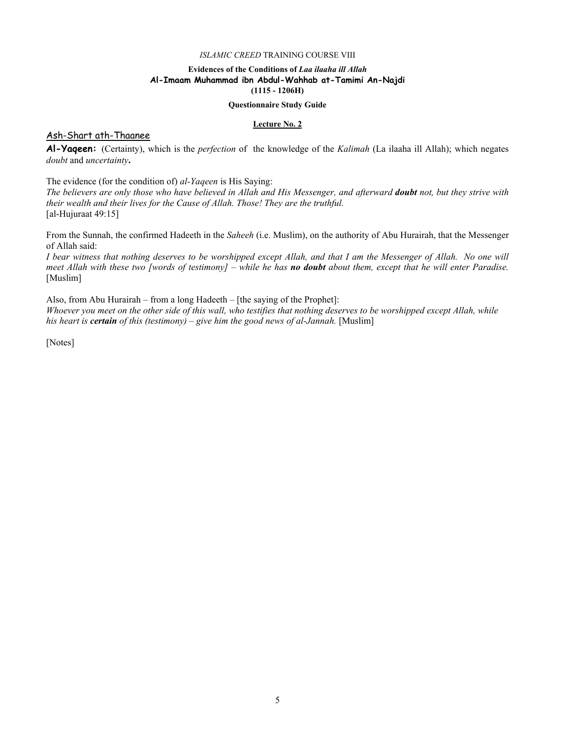*ISLAMIC CREED* TRAINING COURSE VIII

**Evidences of the Conditions of *Laa ilaaha ill Allah***
**Al-Imaam Muhammad ibn Abdul-Wahhab at-Tamimi An-Najdi**
**(1115 - 1206H)**

**Questionnaire Study Guide**

**Lecture No. 2**

## Ash-Shart ath-Thaanee

**Al-Yaqeen:** (Certainty), which is the *perfection* of the knowledge of the *Kalimah* (La ilaaha ill Allah); which negates *doubt* and *uncertainty***.**

The evidence (for the condition of) *al-Yaqeen* is His Saying:
*The believers are only those who have believed in Allah and His Messenger, and afterward **doubt** not, but they strive with their wealth and their lives for the Cause of Allah. Those! They are the truthful.*
[al-Hujuraat 49:15]

From the Sunnah, the confirmed Hadeeth in the *Saheeh* (i.e. Muslim), on the authority of Abu Hurairah, that the Messenger of Allah said:
*I bear witness that nothing deserves to be worshipped except Allah, and that I am the Messenger of Allah. No one will meet Allah with these two [words of testimony] – while he has **no doubt** about them, except that he will enter Paradise.* [Muslim]

Also, from Abu Hurairah – from a long Hadeeth – [the saying of the Prophet]:
*Whoever you meet on the other side of this wall, who testifies that nothing deserves to be worshipped except Allah, while his heart is **certain** of this (testimony) – give him the good news of al-Jannah.* [Muslim]

[Notes]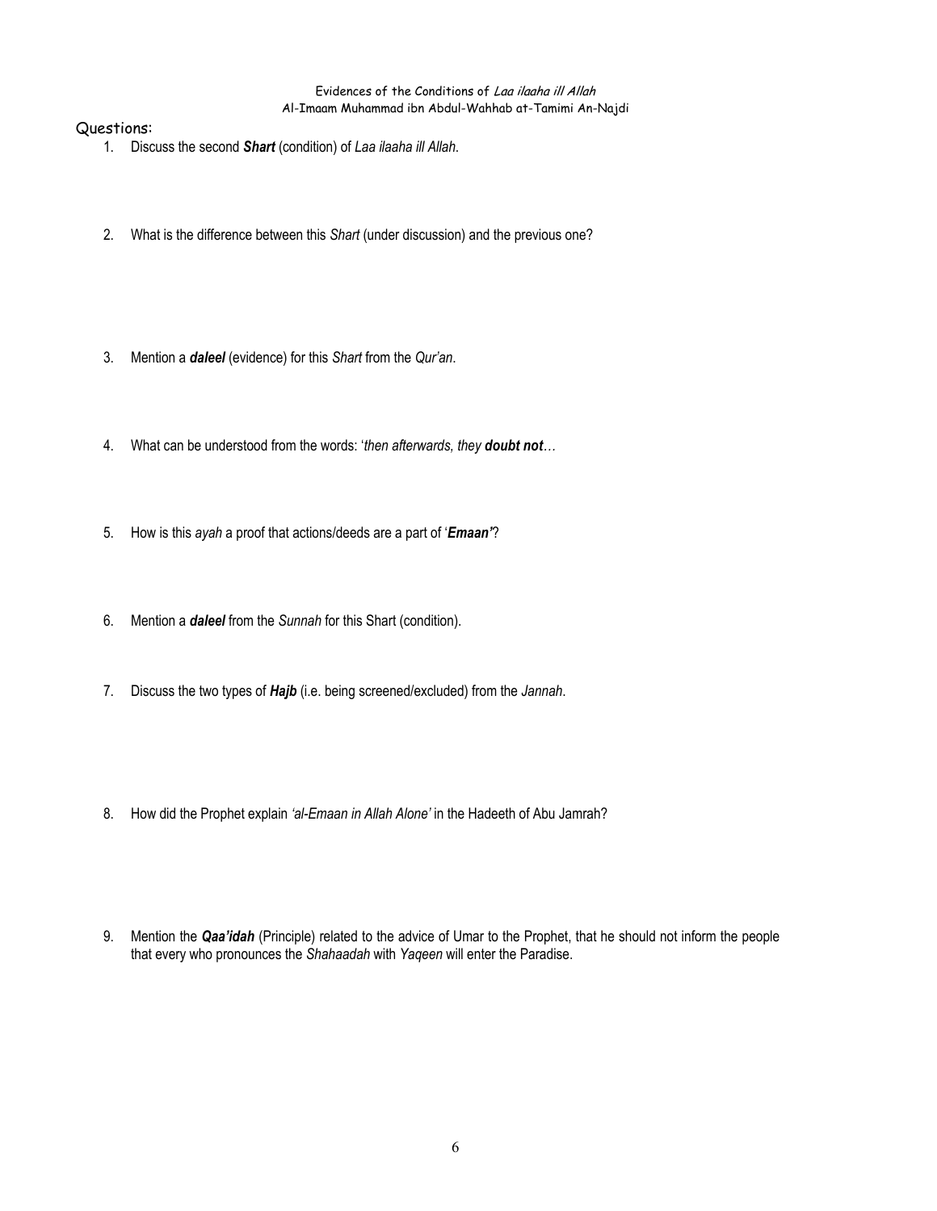Evidences of the Conditions of *Laa ilaaha ill Allah*
Al-Imaam Muhammad ibn Abdul-Wahhab at-Tamimi An-Najdi

Questions:

1. Discuss the second ***Shart*** (condition) of *Laa ilaaha ill Allah*.

2. What is the difference between this *Shart* (under discussion) and the previous one?

3. Mention a ***daleel*** (evidence) for this *Shart* from the *Qur'an*.

4. What can be understood from the words: '*then afterwards, they **doubt not**…*

5. How is this *ayah* a proof that actions/deeds are a part of '***Emaan'***?

6. Mention a ***daleel*** from the *Sunnah* for this Shart (condition).

7. Discuss the two types of ***Hajb*** (i.e. being screened/excluded) from the *Jannah*.

8. How did the Prophet explain *'al-Emaan in Allah Alone'* in the Hadeeth of Abu Jamrah?

9. Mention the ***Qaa'idah*** (Principle) related to the advice of Umar to the Prophet, that he should not inform the people that every who pronounces the *Shahaadah* with *Yaqeen* will enter the Paradise.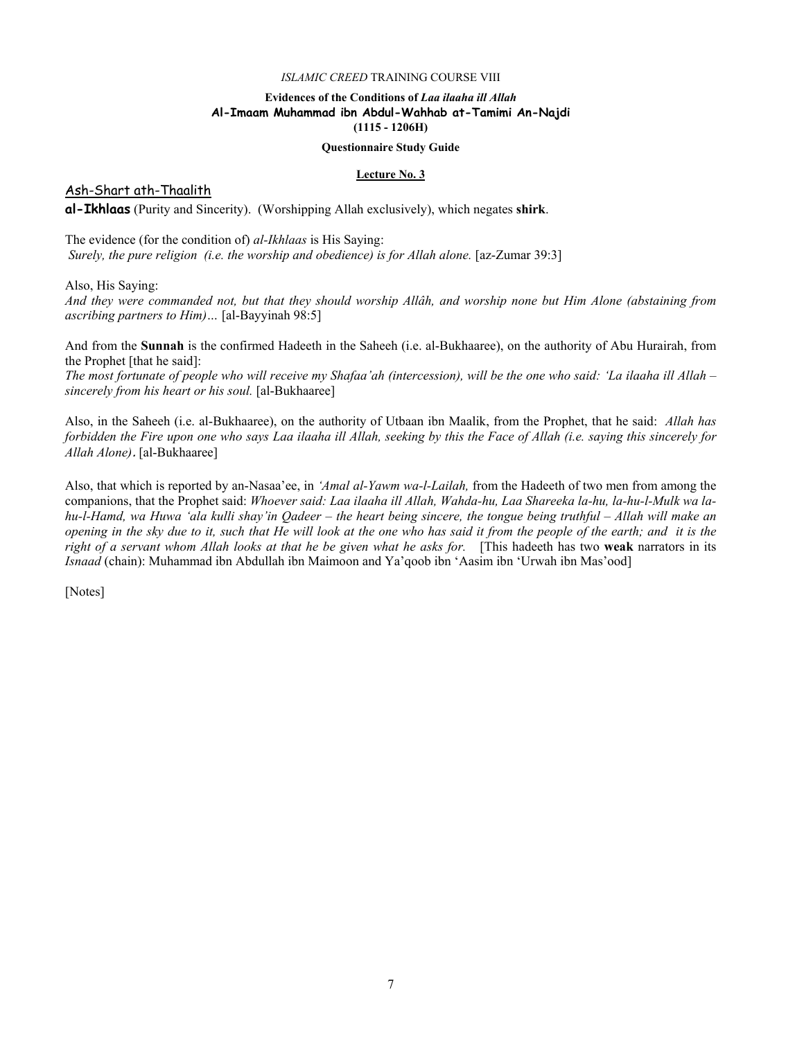*ISLAMIC CREED* TRAINING COURSE VIII

**Evidences of the Conditions of *Laa ilaaha ill Allah***
**Al-Imaam Muhammad ibn Abdul-Wahhab at-Tamimi An-Najdi**
**(1115 - 1206H)**

**Questionnaire Study Guide**

**Lecture No. 3**

## Ash-Shart ath-Thaalith

**al-Ikhlaas** (Purity and Sincerity). (Worshipping Allah exclusively), which negates **shirk**.

The evidence (for the condition of) *al-Ikhlaas* is His Saying:
*Surely, the pure religion (i.e. the worship and obedience) is for Allah alone.* [az-Zumar 39:3]

Also, His Saying:
*And they were commanded not, but that they should worship Allâh, and worship none but Him Alone (abstaining from ascribing partners to Him)…* [al-Bayyinah 98:5]

And from the **Sunnah** is the confirmed Hadeeth in the Saheeh (i.e. al-Bukhaaree), on the authority of Abu Hurairah, from the Prophet [that he said]:
*The most fortunate of people who will receive my Shafaa'ah (intercession), will be the one who said: 'La ilaaha ill Allah – sincerely from his heart or his soul.* [al-Bukhaaree]

Also, in the Saheeh (i.e. al-Bukhaaree), on the authority of Utbaan ibn Maalik, from the Prophet, that he said: *Allah has forbidden the Fire upon one who says Laa ilaaha ill Allah, seeking by this the Face of Allah (i.e. saying this sincerely for Allah Alone).* [al-Bukhaaree]

Also, that which is reported by an-Nasaa'ee, in *'Amal al-Yawm wa-l-Lailah,* from the Hadeeth of two men from among the companions, that the Prophet said: *Whoever said: Laa ilaaha ill Allah, Wahda-hu, Laa Shareeka la-hu, la-hu-l-Mulk wa la-hu-l-Hamd, wa Huwa 'ala kulli shay'in Qadeer – the heart being sincere, the tongue being truthful – Allah will make an opening in the sky due to it, such that He will look at the one who has said it from the people of the earth; and it is the right of a servant whom Allah looks at that he be given what he asks for.* [This hadeeth has two **weak** narrators in its *Isnaad* (chain): Muhammad ibn Abdullah ibn Maimoon and Ya'qoob ibn 'Aasim ibn 'Urwah ibn Mas'ood]

[Notes]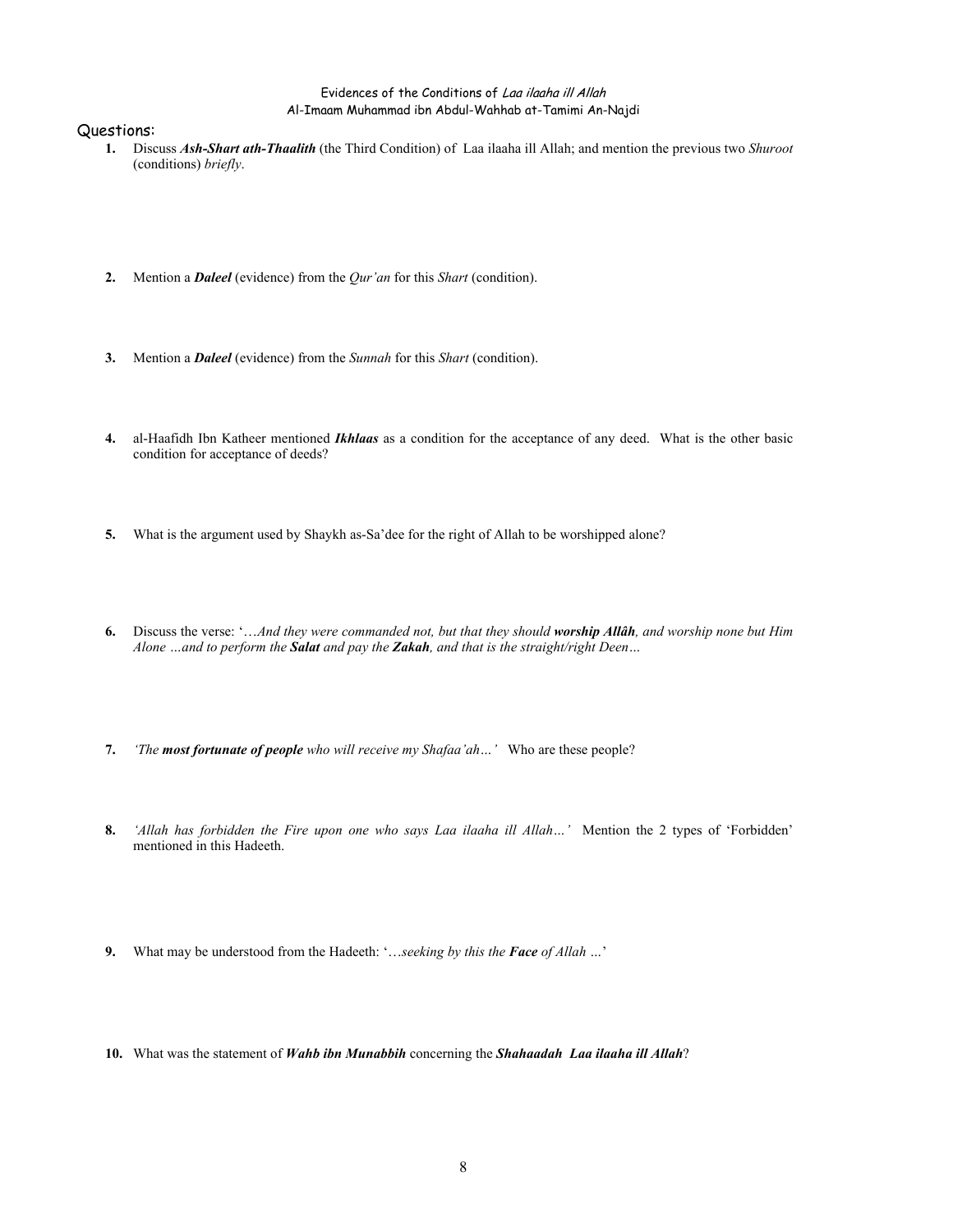Evidences of the Conditions of *Laa ilaaha ill Allah*
Al-Imaam Muhammad ibn Abdul-Wahhab at-Tamimi An-Najdi

Questions:

1. Discuss ***Ash-Shart ath-Thaalith*** (the Third Condition) of Laa ilaaha ill Allah; and mention the previous two *Shuroot* (conditions) *briefly*.

2. Mention a ***Daleel*** (evidence) from the *Qur'an* for this *Shart* (condition).

3. Mention a ***Daleel*** (evidence) from the *Sunnah* for this *Shart* (condition).

4. al-Haafidh Ibn Katheer mentioned ***Ikhlaas*** as a condition for the acceptance of any deed. What is the other basic condition for acceptance of deeds?

5. What is the argument used by Shaykh as-Sa'dee for the right of Allah to be worshipped alone?

6. Discuss the verse: '*…And they were commanded not, but that they should* ***worship Allâh****, and worship none but Him Alone …and to perform the* ***Salat*** *and pay the* ***Zakah****, and that is the straight/right Deen…*

7. *'The* ***most fortunate of people*** *who will receive my Shafaa'ah…'* Who are these people?

8. *'Allah has forbidden the Fire upon one who says Laa ilaaha ill Allah…'* Mention the 2 types of 'Forbidden' mentioned in this Hadeeth.

9. What may be understood from the Hadeeth: '*…seeking by this the* ***Face*** *of Allah …*'

10. What was the statement of ***Wahb ibn Munabbih*** concerning the ***Shahaadah Laa ilaaha ill Allah***?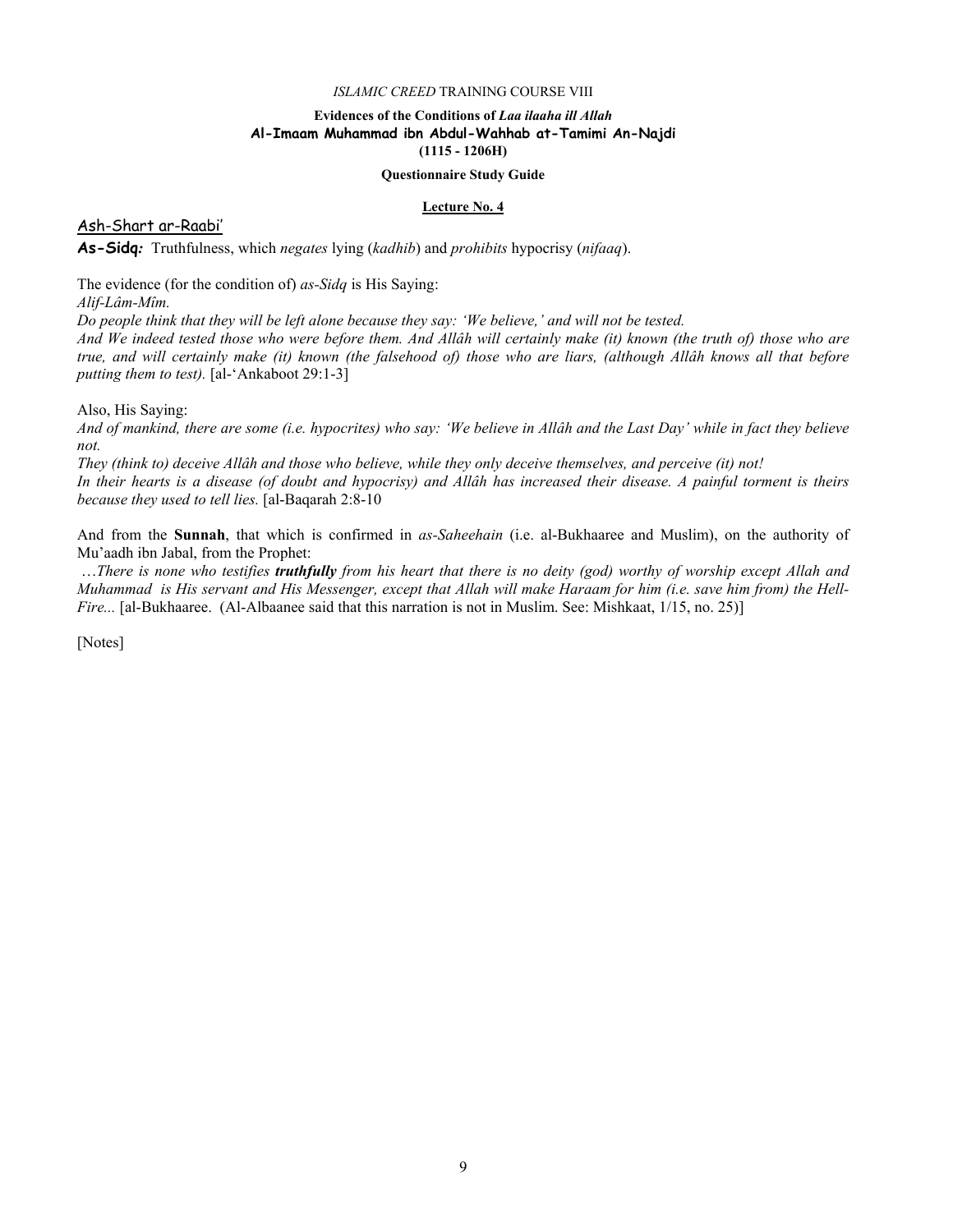*ISLAMIC CREED* TRAINING COURSE VIII

**Evidences of the Conditions of *Laa ilaaha ill Allah***
**Al-Imaam Muhammad ibn Abdul-Wahhab at-Tamimi An-Najdi**
**(1115 - 1206H)**

**Questionnaire Study Guide**

**Lecture No. 4**

## Ash-Shart ar-Raabi'

**As-Sidq*:*** Truthfulness, which *negates* lying (*kadhib*) and *prohibits* hypocrisy (*nifaaq*).

The evidence (for the condition of) *as-Sidq* is His Saying:

*Alif-Lâm-Mîm.*

*Do people think that they will be left alone because they say: 'We believe,' and will not be tested.*

*And We indeed tested those who were before them. And Allâh will certainly make (it) known (the truth of) those who are true, and will certainly make (it) known (the falsehood of) those who are liars, (although Allâh knows all that before putting them to test).* [al-'Ankaboot 29:1-3]

Also, His Saying:

*And of mankind, there are some (i.e. hypocrites) who say: 'We believe in Allâh and the Last Day' while in fact they believe not.*

*They (think to) deceive Allâh and those who believe, while they only deceive themselves, and perceive (it) not!*

*In their hearts is a disease (of doubt and hypocrisy) and Allâh has increased their disease. A painful torment is theirs because they used to tell lies.* [al-Baqarah 2:8-10

And from the **Sunnah**, that which is confirmed in *as-Saheehain* (i.e. al-Bukhaaree and Muslim), on the authority of Mu'aadh ibn Jabal, from the Prophet:

*…There is none who testifies **truthfully** from his heart that there is no deity (god) worthy of worship except Allah and Muhammad is His servant and His Messenger, except that Allah will make Haraam for him (i.e. save him from) the Hell-Fire...* [al-Bukhaaree. (Al-Albaanee said that this narration is not in Muslim. See: Mishkaat, 1/15, no. 25)]

[Notes]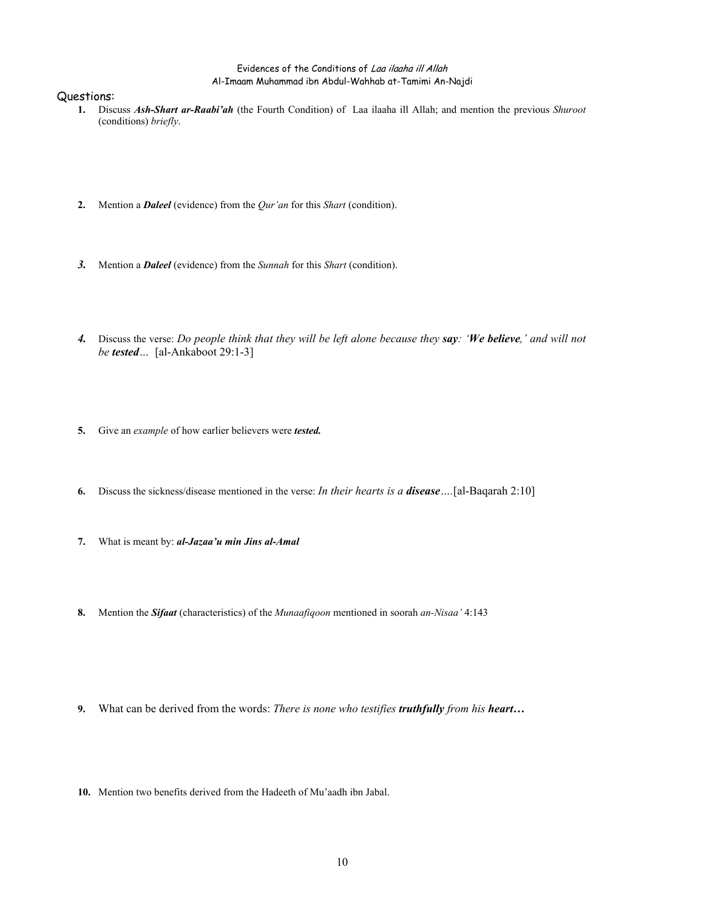Evidences of the Conditions of *Laa ilaaha ill Allah*
Al-Imaam Muhammad ibn Abdul-Wahhab at-Tamimi An-Najdi

Questions:

1. Discuss ***Ash-Shart ar-Raabi'ah*** (the Fourth Condition) of Laa ilaaha ill Allah; and mention the previous *Shuroot* (conditions) *briefly*.

2. Mention a ***Daleel*** (evidence) from the *Qur'an* for this *Shart* (condition).

3. Mention a ***Daleel*** (evidence) from the *Sunnah* for this *Shart* (condition).

4. Discuss the verse: *Do people think that they will be left alone because they **say**: '**We believe**,' and will not be **tested**…* [al-Ankaboot 29:1-3]

5. Give an *example* of how earlier believers were ***tested.***

6. Discuss the sickness/disease mentioned in the verse: *In their hearts is a **disease**….*[al-Baqarah 2:10]

7. What is meant by: ***al-Jazaa'u min Jins al-Amal***

8. Mention the ***Sifaat*** (characteristics) of the *Munaafiqoon* mentioned in soorah *an-Nisaa'* 4:143

9. What can be derived from the words: *There is none who testifies **truthfully** from his **heart…***

10. Mention two benefits derived from the Hadeeth of Mu'aadh ibn Jabal.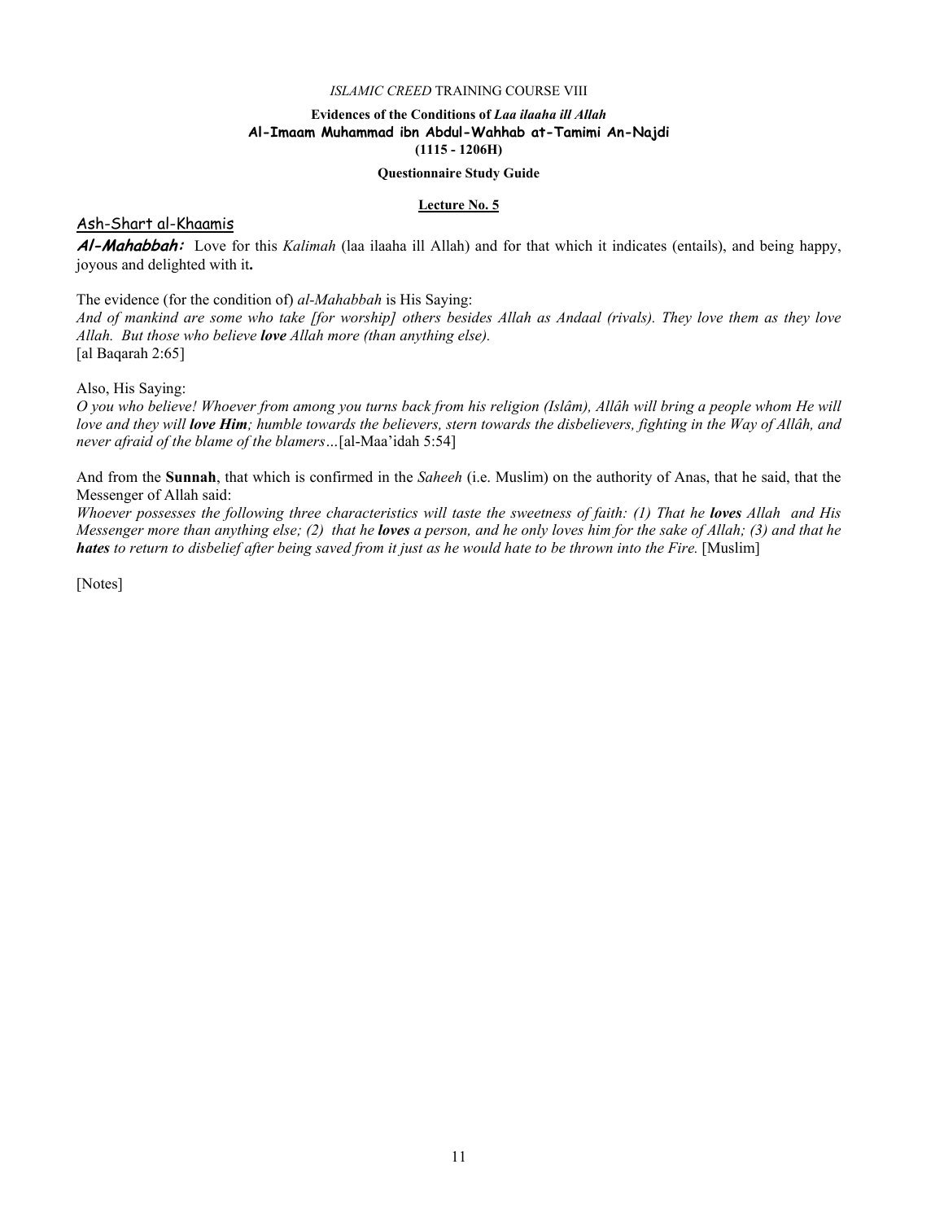*ISLAMIC CREED* TRAINING COURSE VIII

**Evidences of the Conditions of *Laa ilaaha ill Allah***
**Al-Imaam Muhammad ibn Abdul-Wahhab at-Tamimi An-Najdi**
**(1115 - 1206H)**

**Questionnaire Study Guide**

**Lecture No. 5**

## Ash-Shart al-Khaamis

***Al-Mahabbah:*** Love for this *Kalimah* (laa ilaaha ill Allah) and for that which it indicates (entails), and being happy, joyous and delighted with it**.**

The evidence (for the condition of) *al-Mahabbah* is His Saying:
*And of mankind are some who take [for worship] others besides Allah as Andaal (rivals). They love them as they love Allah. But those who believe **love** Allah more (than anything else).*
[al Baqarah 2:65]

Also, His Saying:
*O you who believe! Whoever from among you turns back from his religion (Islâm), Allâh will bring a people whom He will love and they will **love Him**; humble towards the believers, stern towards the disbelievers, fighting in the Way of Allâh, and never afraid of the blame of the blamers…*[al-Maa'idah 5:54]

And from the **Sunnah**, that which is confirmed in the *Saheeh* (i.e. Muslim) on the authority of Anas, that he said, that the Messenger of Allah said:
*Whoever possesses the following three characteristics will taste the sweetness of faith: (1) That he **loves** Allah and His Messenger more than anything else; (2) that he **loves** a person, and he only loves him for the sake of Allah; (3) and that he **hates** to return to disbelief after being saved from it just as he would hate to be thrown into the Fire.* [Muslim]

[Notes]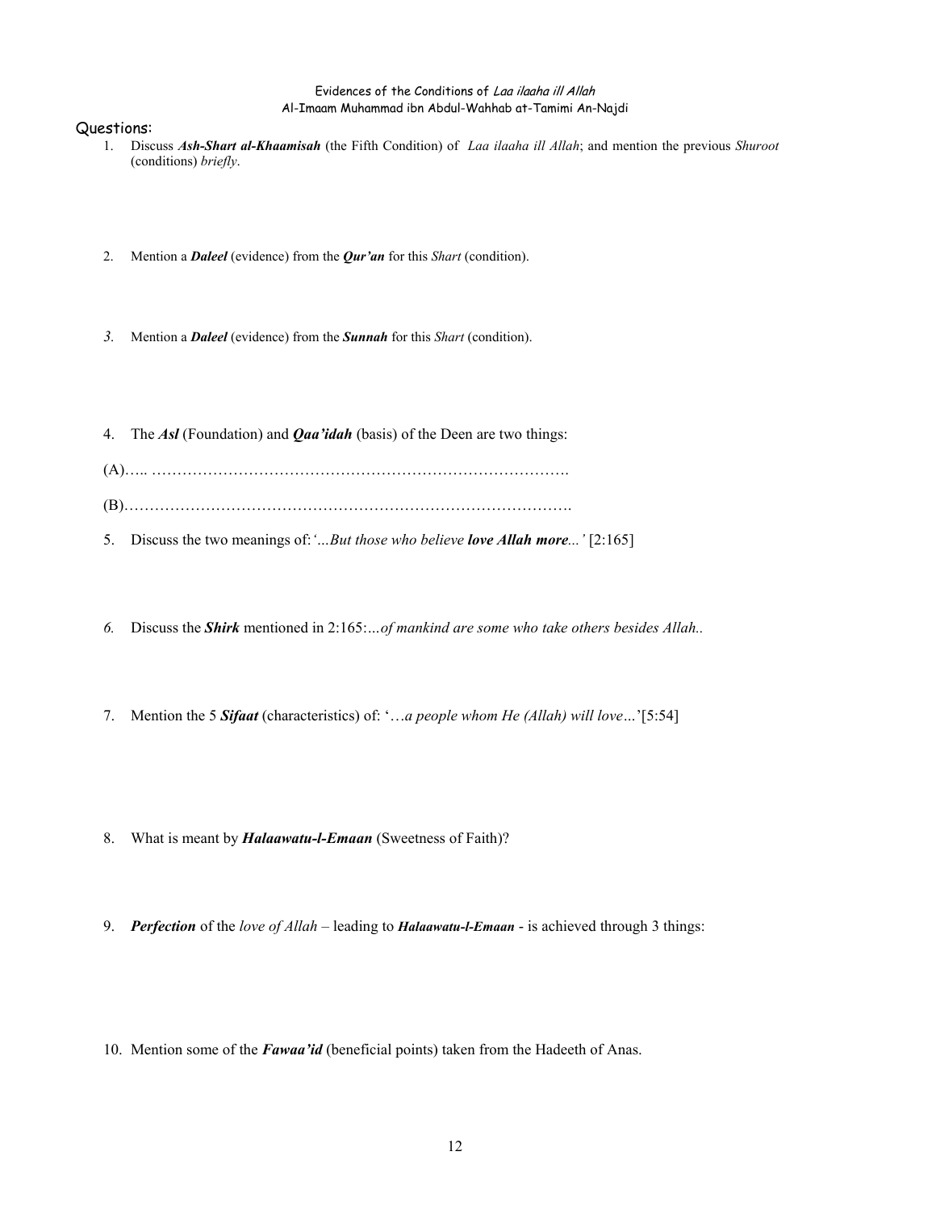Evidences of the Conditions of *Laa ilaaha ill Allah*
Al-Imaam Muhammad ibn Abdul-Wahhab at-Tamimi An-Najdi

Questions:

1. Discuss ***Ash-Shart al-Khaamisah*** (the Fifth Condition) of *Laa ilaaha ill Allah*; and mention the previous *Shuroot* (conditions) *briefly*.

2. Mention a ***Daleel*** (evidence) from the ***Qur'an*** for this *Shart* (condition).

3. Mention a ***Daleel*** (evidence) from the ***Sunnah*** for this *Shart* (condition).

4. The ***Asl*** (Foundation) and ***Qaa'idah*** (basis) of the Deen are two things:

(A)….. ……………………………………………………………………….

(B)…………………………………………………………………………….

5. Discuss the two meanings of: *'…But those who believe **love Allah more**…'* [2:165]

6. Discuss the ***Shirk*** mentioned in 2:165: *…of mankind are some who take others besides Allah..*

7. Mention the 5 ***Sifaat*** (characteristics) of: '*…a people whom He (Allah) will love…*'[5:54]

8. What is meant by ***Halaawatu-l-Emaan*** (Sweetness of Faith)?

9. ***Perfection*** of the *love of Allah* – leading to ***Halaawatu-l-Emaan*** - is achieved through 3 things:

10. Mention some of the ***Fawaa'id*** (beneficial points) taken from the Hadeeth of Anas.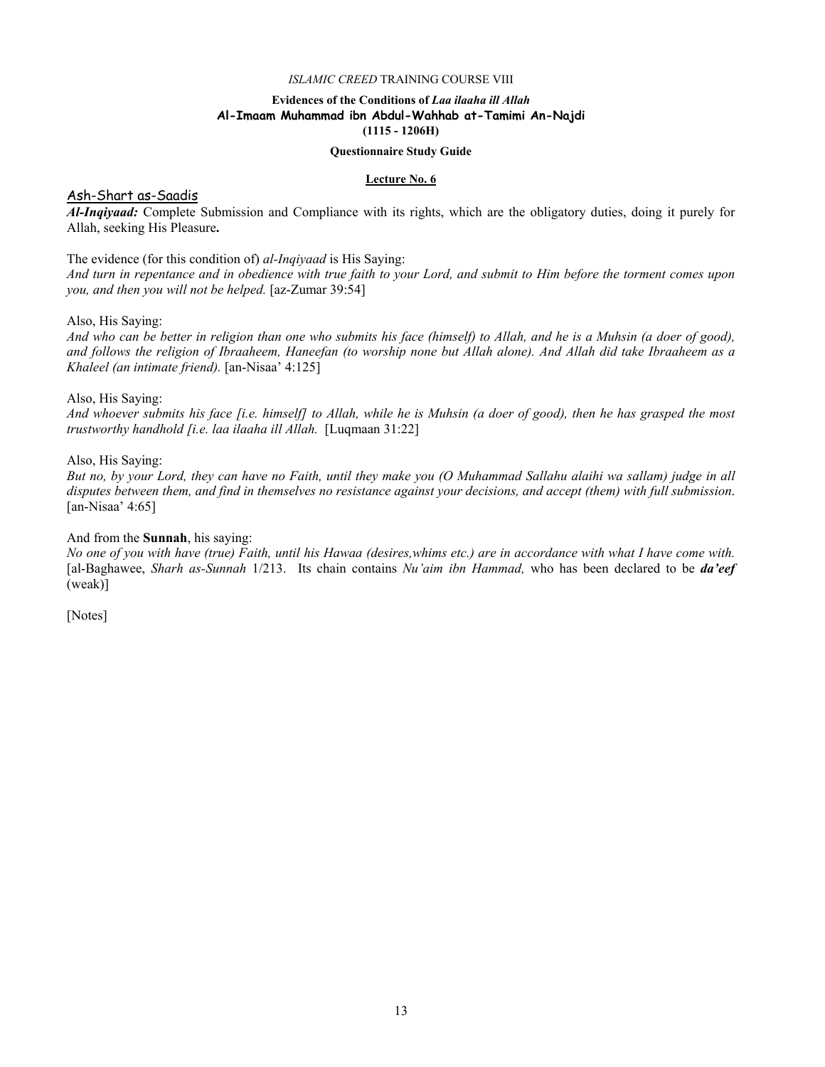*ISLAMIC CREED* TRAINING COURSE VIII

**Evidences of the Conditions of *Laa ilaaha ill Allah***

**Al-Imaam Muhammad ibn Abdul-Wahhab at-Tamimi An-Najdi**

**(1115 - 1206H)**

**Questionnaire Study Guide**

**Lecture No. 6**

## Ash-Shart as-Saadis

***Al-Inqiyaad:*** Complete Submission and Compliance with its rights, which are the obligatory duties, doing it purely for Allah, seeking His Pleasure**.**

The evidence (for this condition of) *al-Inqiyaad* is His Saying:
*And turn in repentance and in obedience with true faith to your Lord, and submit to Him before the torment comes upon you, and then you will not be helped.* [az-Zumar 39:54]

Also, His Saying:
*And who can be better in religion than one who submits his face (himself) to Allah, and he is a Muhsin (a doer of good), and follows the religion of Ibraaheem, Haneefan (to worship none but Allah alone). And Allah did take Ibraaheem as a Khaleel (an intimate friend).* [an-Nisaa' 4:125]

Also, His Saying:
*And whoever submits his face [i.e. himself] to Allah, while he is Muhsin (a doer of good), then he has grasped the most trustworthy handhold [i.e. laa ilaaha ill Allah.* [Luqmaan 31:22]

Also, His Saying:
*But no, by your Lord, they can have no Faith, until they make you (O Muhammad Sallahu alaihi wa sallam) judge in all disputes between them, and find in themselves no resistance against your decisions, and accept (them) with full submission*. [an-Nisaa' 4:65]

And from the **Sunnah**, his saying:
*No one of you with have (true) Faith, until his Hawaa (desires,whims etc.) are in accordance with what I have come with.* [al-Baghawee, *Sharh as-Sunnah* 1/213. Its chain contains *Nu'aim ibn Hammad,* who has been declared to be ***da'eef*** (weak)]

[Notes]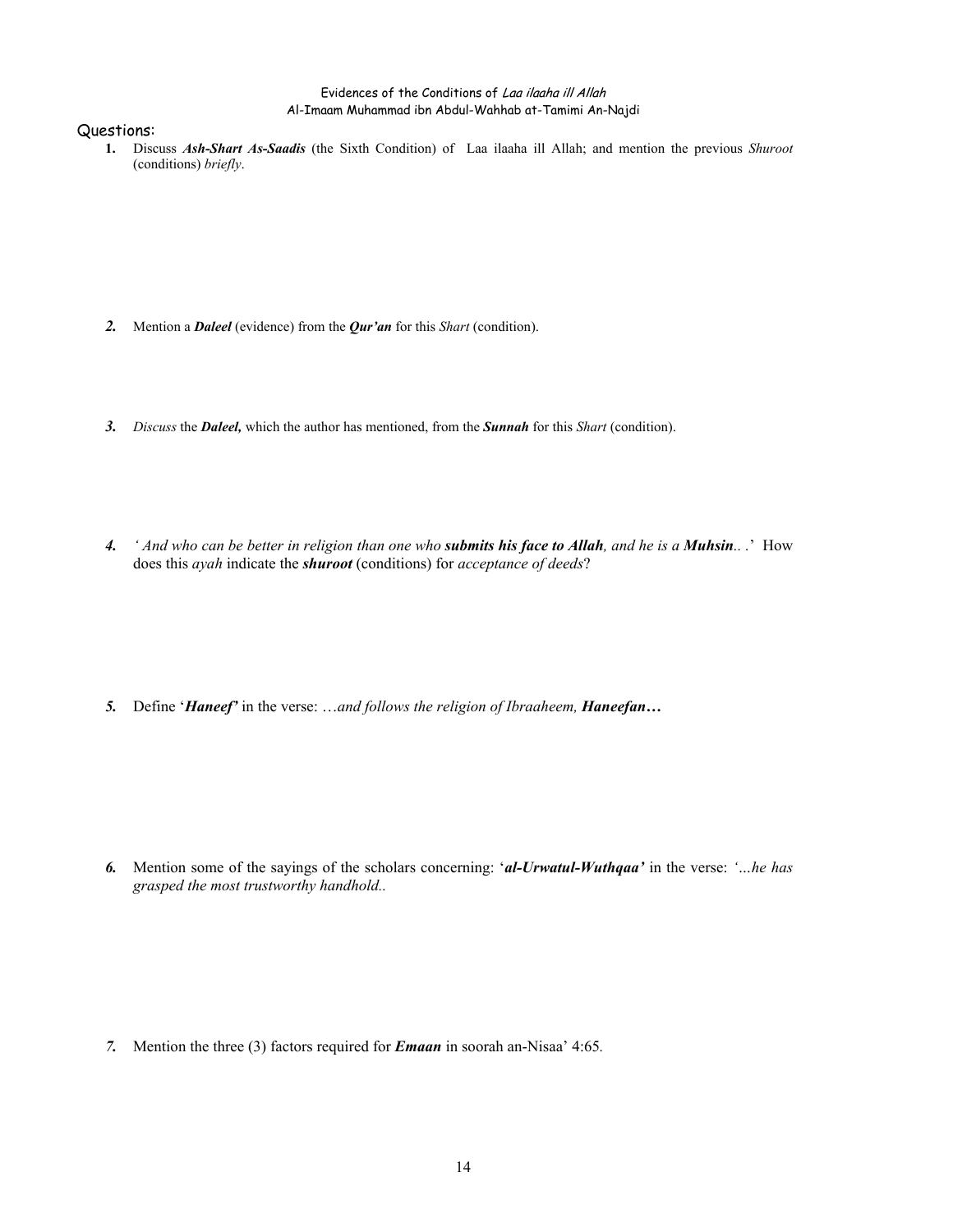Evidences of the Conditions of *Laa ilaaha ill Allah*
Al-Imaam Muhammad ibn Abdul-Wahhab at-Tamimi An-Najdi

Questions:

1. Discuss ***Ash-Shart As-Saadis*** (the Sixth Condition) of Laa ilaaha ill Allah; and mention the previous *Shuroot* (conditions) *briefly*.

2. Mention a ***Daleel*** (evidence) from the ***Qur'an*** for this *Shart* (condition).

3. *Discuss* the ***Daleel,*** which the author has mentioned, from the ***Sunnah*** for this *Shart* (condition).

4. *' And who can be better in religion than one who **submits his face to Allah**, and he is a **Muhsin**.. .'* How does this *ayah* indicate the ***shuroot*** (conditions) for *acceptance of deeds*?

5. Define '***Haneef'*** in the verse: *…and follows the religion of Ibraaheem, **Haneefan…***

6. Mention some of the sayings of the scholars concerning: '***al-Urwatul-Wuthqaa'*** in the verse: *'…he has grasped the most trustworthy handhold..*

7. Mention the three (3) factors required for ***Emaan*** in soorah an-Nisaa' 4:65.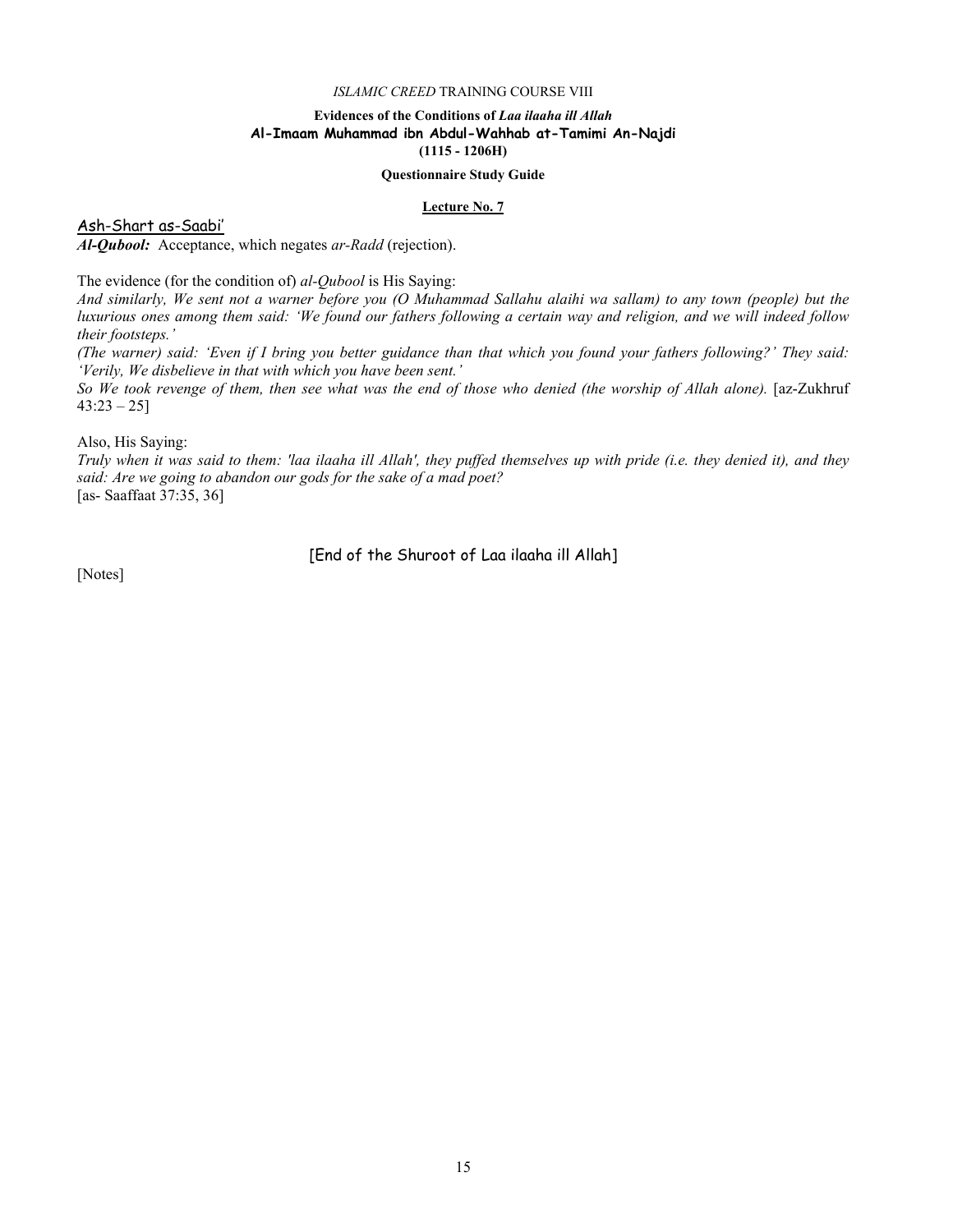## Lecture No. 7

Ash-Shart as-Saabi'

***Al-Qubool:*** Acceptance, which negates *ar-Radd* (rejection).

The evidence (for the condition of) *al-Qubool* is His Saying:

*And similarly, We sent not a warner before you (O Muhammad Sallahu alaihi wa sallam) to any town (people) but the luxurious ones among them said: 'We found our fathers following a certain way and religion, and we will indeed follow their footsteps.'*

*(The warner) said: 'Even if I bring you better guidance than that which you found your fathers following?' They said: 'Verily, We disbelieve in that with which you have been sent.'*

*So We took revenge of them, then see what was the end of those who denied (the worship of Allah alone).* [az-Zukhruf 43:23 – 25]

Also, His Saying:

*Truly when it was said to them: 'laa ilaaha ill Allah', they puffed themselves up with pride (i.e. they denied it), and they said: Are we going to abandon our gods for the sake of a mad poet?*
[as- Saaffaat 37:35, 36]

[End of the Shuroot of Laa ilaaha ill Allah]

[Notes]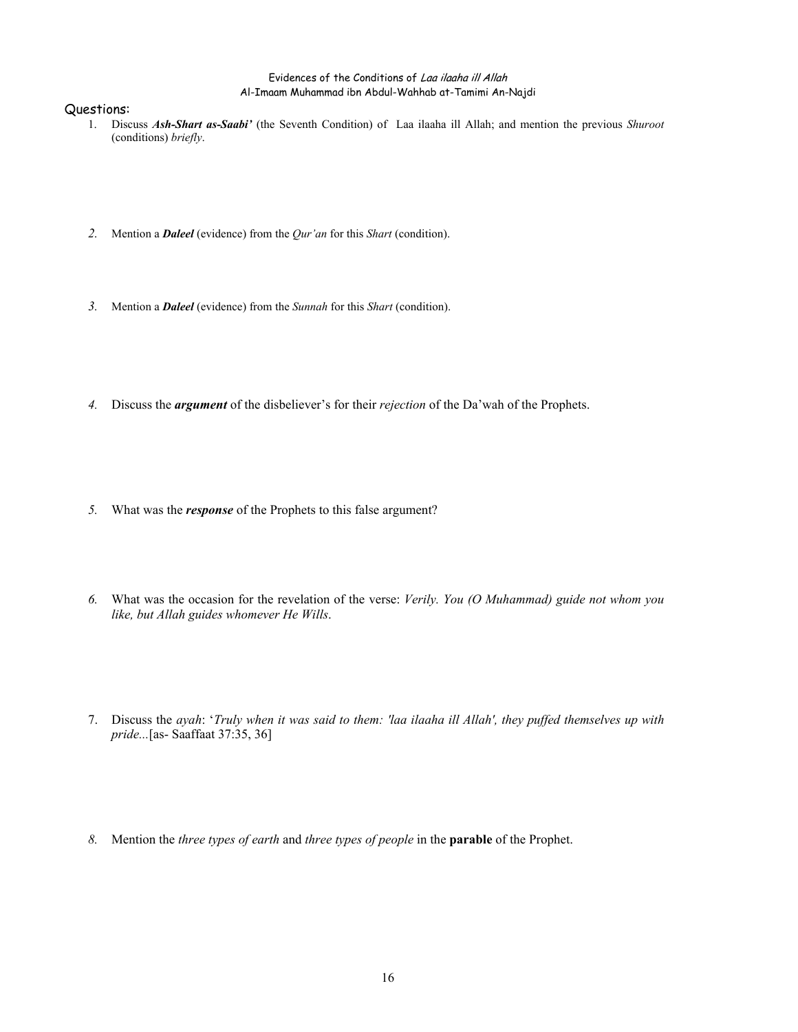Evidences of the Conditions of *Laa ilaaha ill Allah*
Al-Imaam Muhammad ibn Abdul-Wahhab at-Tamimi An-Najdi

## Questions:

1. Discuss ***Ash-Shart as-Saabi'*** (the Seventh Condition) of Laa ilaaha ill Allah; and mention the previous *Shuroot* (conditions) *briefly*.

2. Mention a ***Daleel*** (evidence) from the *Qur'an* for this *Shart* (condition).

3. Mention a ***Daleel*** (evidence) from the *Sunnah* for this *Shart* (condition).

4. Discuss the ***argument*** of the disbeliever's for their *rejection* of the Da'wah of the Prophets.

5. What was the ***response*** of the Prophets to this false argument?

6. What was the occasion for the revelation of the verse: *Verily. You (O Muhammad) guide not whom you like, but Allah guides whomever He Wills*.

7. Discuss the *ayah*: '*Truly when it was said to them: 'laa ilaaha ill Allah', they puffed themselves up with pride...*[as- Saaffaat 37:35, 36]

8. Mention the *three types of earth* and *three types of people* in the **parable** of the Prophet.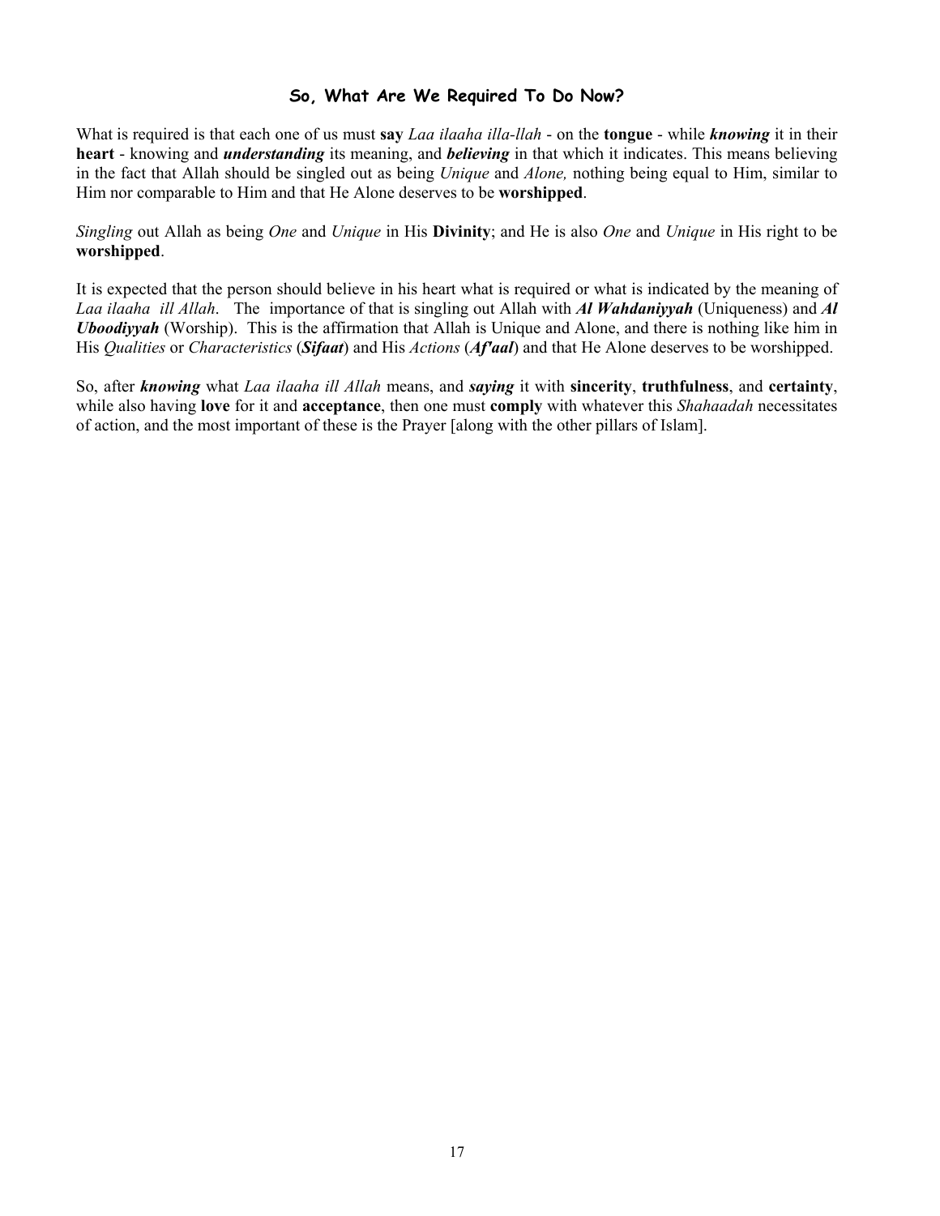### So, What Are We Required To Do Now?

What is required is that each one of us must **say** *Laa ilaaha illa-llah* - on the **tongue** - while ***knowing*** it in their **heart** - knowing and ***understanding*** its meaning, and ***believing*** in that which it indicates. This means believing in the fact that Allah should be singled out as being *Unique* and *Alone,* nothing being equal to Him, similar to Him nor comparable to Him and that He Alone deserves to be **worshipped**.

*Singling* out Allah as being *One* and *Unique* in His **Divinity**; and He is also *One* and *Unique* in His right to be **worshipped**.

It is expected that the person should believe in his heart what is required or what is indicated by the meaning of *Laa ilaaha ill Allah*. The importance of that is singling out Allah with ***Al Wahdaniyyah*** (Uniqueness) and ***Al Uboodiyyah*** (Worship). This is the affirmation that Allah is Unique and Alone, and there is nothing like him in His *Qualities* or *Characteristics* (***Sifaat***) and His *Actions* (***Af'aal***) and that He Alone deserves to be worshipped.

So, after ***knowing*** what *Laa ilaaha ill Allah* means, and ***saying*** it with **sincerity**, **truthfulness**, and **certainty**, while also having **love** for it and **acceptance**, then one must **comply** with whatever this *Shahaadah* necessitates of action, and the most important of these is the Prayer [along with the other pillars of Islam].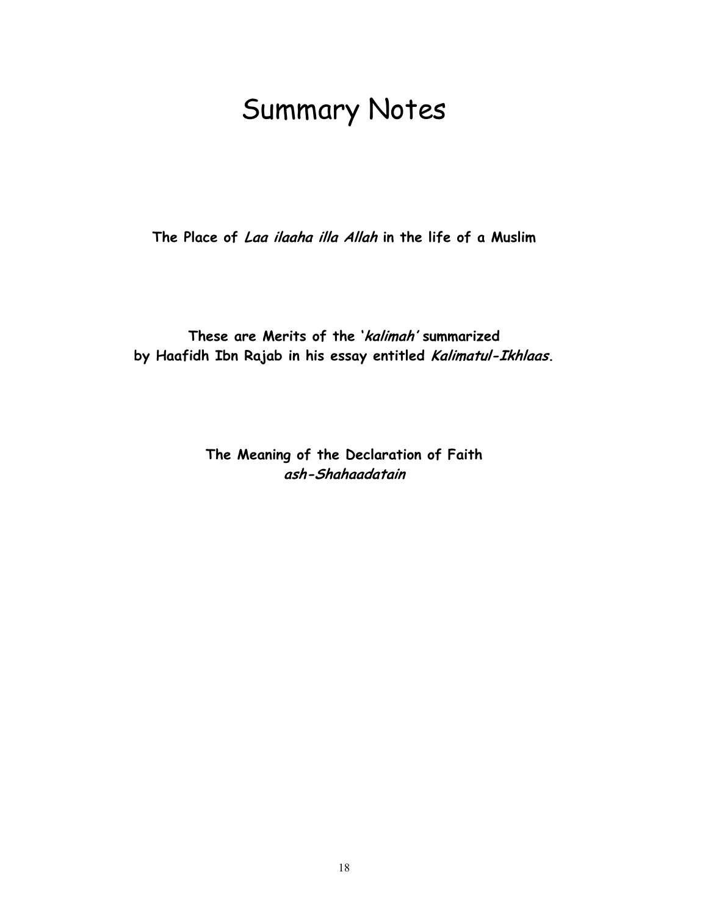# Summary Notes

**The Place of *Laa ilaaha illa Allah* in the life of a Muslim**

**These are Merits of the '*kalimah*' summarized by Haafidh Ibn Rajab in his essay entitled *Kalimatul-Ikhlaas*.**

**The Meaning of the Declaration of Faith *ash-Shahaadatain***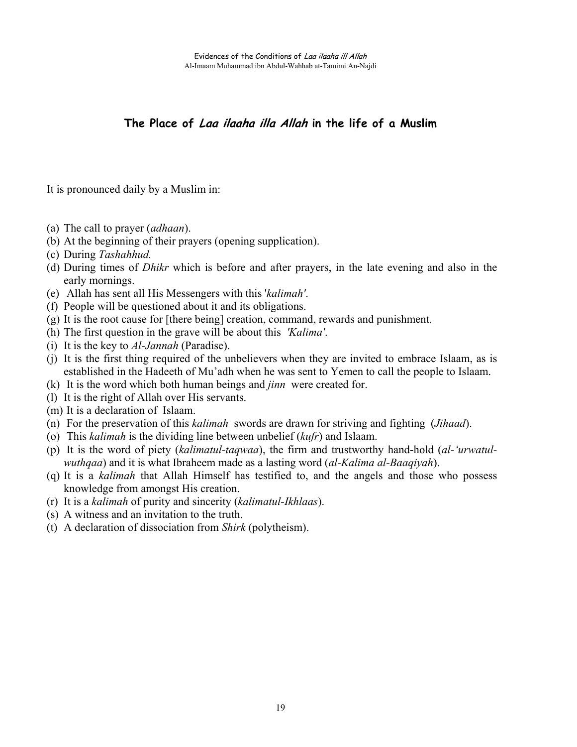## The Place of *Laa ilaaha illa Allah* in the life of a Muslim

It is pronounced daily by a Muslim in:

(a) The call to prayer (*adhaan*).
(b) At the beginning of their prayers (opening supplication).
(c) During *Tashahhud.*
(d) During times of *Dhikr* which is before and after prayers, in the late evening and also in the early mornings.
(e) Allah has sent all His Messengers with this '*kalimah'*.
(f) People will be questioned about it and its obligations.
(g) It is the root cause for [there being] creation, command, rewards and punishment.
(h) The first question in the grave will be about this *'Kalima'*.
(i) It is the key to *Al-Jannah* (Paradise).
(j) It is the first thing required of the unbelievers when they are invited to embrace Islaam, as is established in the Hadeeth of Mu'adh when he was sent to Yemen to call the people to Islaam.
(k) It is the word which both human beings and *jinn* were created for.
(l) It is the right of Allah over His servants.
(m) It is a declaration of Islaam.
(n) For the preservation of this *kalimah* swords are drawn for striving and fighting (*Jihaad*).
(o) This *kalimah* is the dividing line between unbelief (*kufr*) and Islaam.
(p) It is the word of piety (*kalimatul-taqwaa*), the firm and trustworthy hand-hold (*al-'urwatul-wuthqaa*) and it is what Ibraheem made as a lasting word (*al-Kalima al-Baaqiyah*).
(q) It is a *kalimah* that Allah Himself has testified to, and the angels and those who possess knowledge from amongst His creation.
(r) It is a *kalimah* of purity and sincerity (*kalimatul-Ikhlaas*).
(s) A witness and an invitation to the truth.
(t) A declaration of dissociation from *Shirk* (polytheism).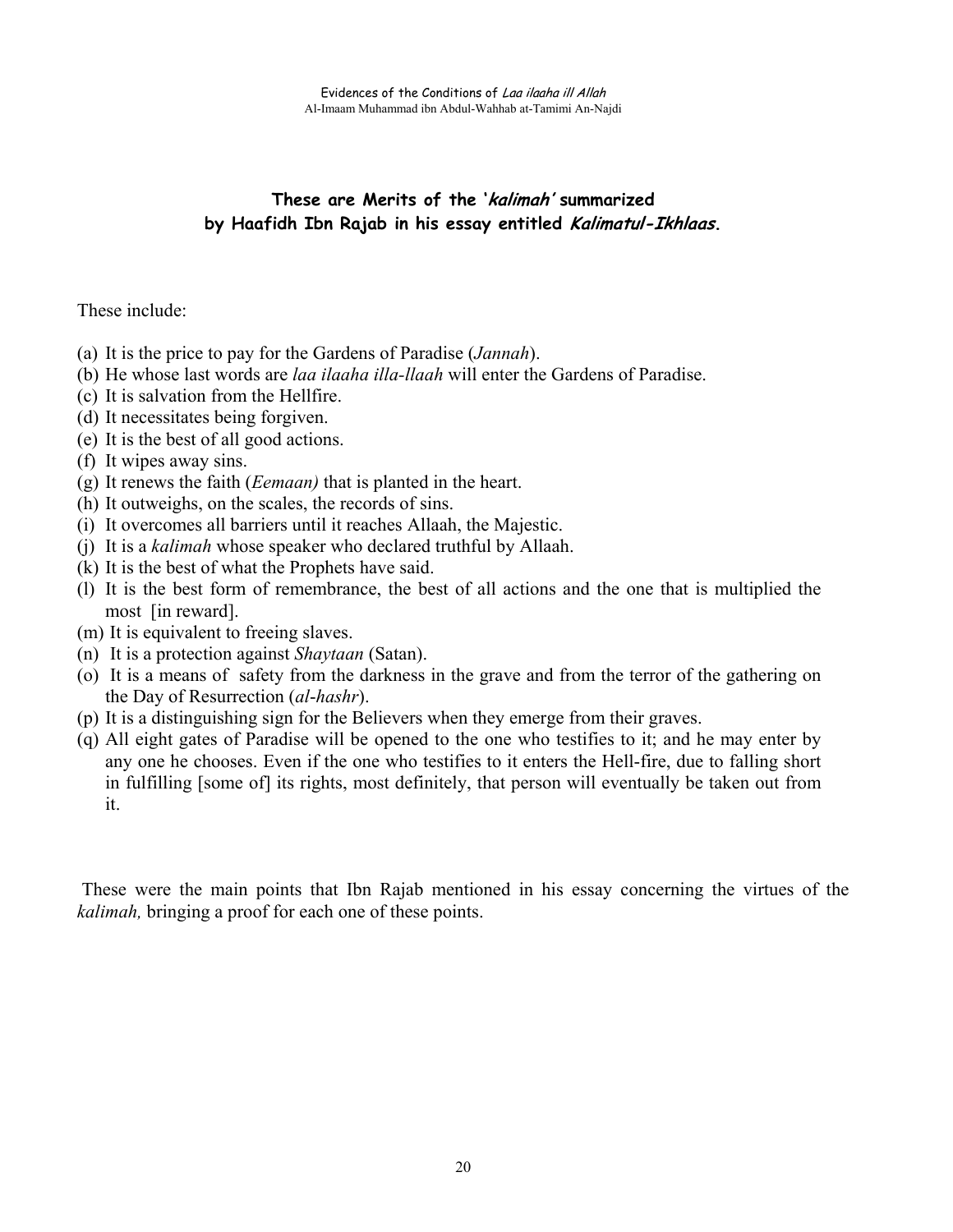## These are Merits of the '*kalimah*' summarized by Haafidh Ibn Rajab in his essay entitled *Kalimatul-Ikhlaas*.

These include:

(a) It is the price to pay for the Gardens of Paradise (*Jannah*).
(b) He whose last words are *laa ilaaha illa-llaah* will enter the Gardens of Paradise.
(c) It is salvation from the Hellfire.
(d) It necessitates being forgiven.
(e) It is the best of all good actions.
(f) It wipes away sins.
(g) It renews the faith (*Eemaan)* that is planted in the heart.
(h) It outweighs, on the scales, the records of sins.
(i) It overcomes all barriers until it reaches Allaah, the Majestic.
(j) It is a *kalimah* whose speaker who declared truthful by Allaah.
(k) It is the best of what the Prophets have said.
(l) It is the best form of remembrance, the best of all actions and the one that is multiplied the most [in reward].
(m) It is equivalent to freeing slaves.
(n) It is a protection against *Shaytaan* (Satan).
(o) It is a means of safety from the darkness in the grave and from the terror of the gathering on the Day of Resurrection (*al-hashr*).
(p) It is a distinguishing sign for the Believers when they emerge from their graves.
(q) All eight gates of Paradise will be opened to the one who testifies to it; and he may enter by any one he chooses. Even if the one who testifies to it enters the Hell-fire, due to falling short in fulfilling [some of] its rights, most definitely, that person will eventually be taken out from it.

These were the main points that Ibn Rajab mentioned in his essay concerning the virtues of the *kalimah,* bringing a proof for each one of these points.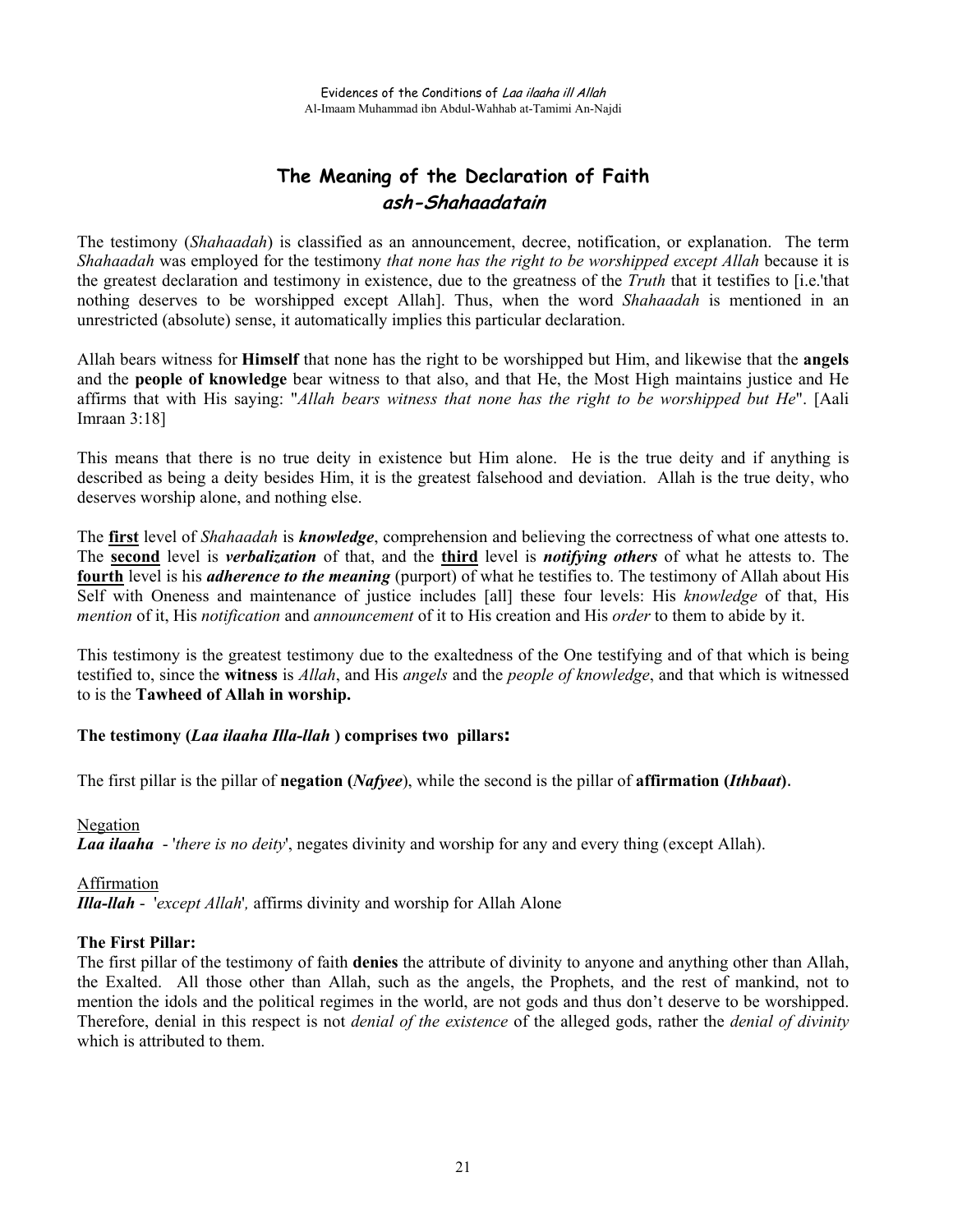## The Meaning of the Declaration of Faith
### *ash-Shahaadatain*

The testimony (*Shahaadah*) is classified as an announcement, decree, notification, or explanation. The term *Shahaadah* was employed for the testimony *that none has the right to be worshipped except Allah* because it is the greatest declaration and testimony in existence, due to the greatness of the *Truth* that it testifies to [i.e.'that nothing deserves to be worshipped except Allah]. Thus, when the word *Shahaadah* is mentioned in an unrestricted (absolute) sense, it automatically implies this particular declaration.

Allah bears witness for **Himself** that none has the right to be worshipped but Him, and likewise that the **angels** and the **people of knowledge** bear witness to that also, and that He, the Most High maintains justice and He affirms that with His saying: "*Allah bears witness that none has the right to be worshipped but He*". [Aali Imraan 3:18]

This means that there is no true deity in existence but Him alone. He is the true deity and if anything is described as being a deity besides Him, it is the greatest falsehood and deviation. Allah is the true deity, who deserves worship alone, and nothing else.

The **first** level of *Shahaadah* is ***knowledge***, comprehension and believing the correctness of what one attests to. The **second** level is ***verbalization*** of that, and the **third** level is ***notifying others*** of what he attests to. The **fourth** level is his ***adherence to the meaning*** (purport) of what he testifies to. The testimony of Allah about His Self with Oneness and maintenance of justice includes [all] these four levels: His *knowledge* of that, His *mention* of it, His *notification* and *announcement* of it to His creation and His *order* to them to abide by it.

This testimony is the greatest testimony due to the exaltedness of the One testifying and of that which is being testified to, since the **witness** is *Allah*, and His *angels* and the *people of knowledge*, and that which is witnessed to is the **Tawheed of Allah in worship.**

**The testimony (*Laa ilaaha Illa-llah* ) comprises two pillars:**

The first pillar is the pillar of **negation (*Nafyee*)**, while the second is the pillar of **affirmation (*Ithbaat*)**.

Negation
***Laa ilaaha*** - '*there is no deity*', negates divinity and worship for any and every thing (except Allah).

Affirmation
***Illa-llah*** - '*except Allah*', affirms divinity and worship for Allah Alone

**The First Pillar:**
The first pillar of the testimony of faith **denies** the attribute of divinity to anyone and anything other than Allah, the Exalted. All those other than Allah, such as the angels, the Prophets, and the rest of mankind, not to mention the idols and the political regimes in the world, are not gods and thus don't deserve to be worshipped. Therefore, denial in this respect is not *denial of the existence* of the alleged gods, rather the *denial of divinity* which is attributed to them.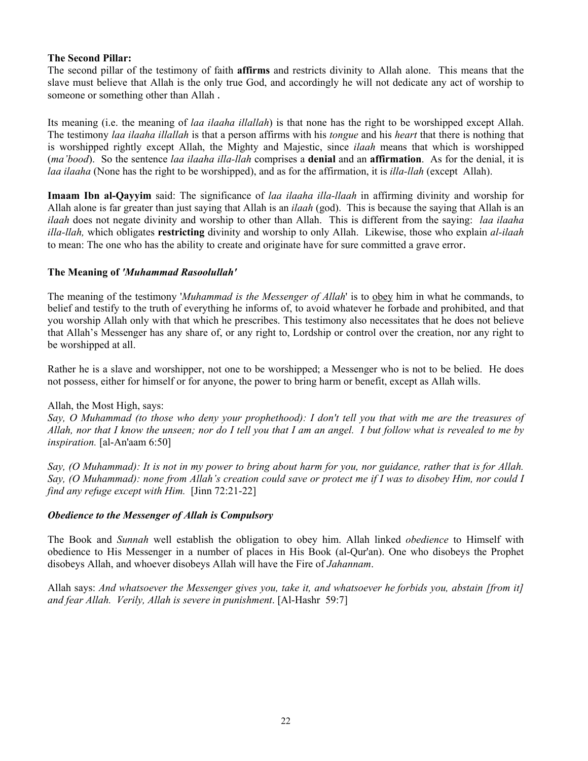**The Second Pillar:**
The second pillar of the testimony of faith **affirms** and restricts divinity to Allah alone. This means that the slave must believe that Allah is the only true God, and accordingly he will not dedicate any act of worship to someone or something other than Allah .

Its meaning (i.e. the meaning of *laa ilaaha illallah*) is that none has the right to be worshipped except Allah. The testimony *laa ilaaha illallah* is that a person affirms with his *tongue* and his *heart* that there is nothing that is worshipped rightly except Allah, the Mighty and Majestic, since *ilaah* means that which is worshipped (*ma'bood*). So the sentence *laa ilaaha illa-llah* comprises a **denial** and an **affirmation**. As for the denial, it is *laa ilaaha* (None has the right to be worshipped), and as for the affirmation, it is *illa-llah* (except Allah).

**Imaam Ibn al-Qayyim** said: The significance of *laa ilaaha illa-llaah* in affirming divinity and worship for Allah alone is far greater than just saying that Allah is an *ilaah* (god). This is because the saying that Allah is an *ilaah* does not negate divinity and worship to other than Allah. This is different from the saying: *laa ilaaha illa-llah,* which obligates **restricting** divinity and worship to only Allah. Likewise, those who explain *al-ilaah* to mean: The one who has the ability to create and originate have for sure committed a grave error.

**The Meaning of *'Muhammad Rasoolullah'***

The meaning of the testimony '*Muhammad is the Messenger of Allah*' is to <u>obey</u> him in what he commands, to belief and testify to the truth of everything he informs of, to avoid whatever he forbade and prohibited, and that you worship Allah only with that which he prescribes. This testimony also necessitates that he does not believe that Allah's Messenger has any share of, or any right to, Lordship or control over the creation, nor any right to be worshipped at all.

Rather he is a slave and worshipper, not one to be worshipped; a Messenger who is not to be belied. He does not possess, either for himself or for anyone, the power to bring harm or benefit, except as Allah wills.

Allah, the Most High, says:
*Say, O Muhammad (to those who deny your prophethood): I don't tell you that with me are the treasures of Allah, nor that I know the unseen; nor do I tell you that I am an angel. I but follow what is revealed to me by inspiration.* [al-An'aam 6:50]

*Say, (O Muhammad): It is not in my power to bring about harm for you, nor guidance, rather that is for Allah. Say, (O Muhammad): none from Allah's creation could save or protect me if I was to disobey Him, nor could I find any refuge except with Him.* [Jinn 72:21-22]

***Obedience to the Messenger of Allah is Compulsory***

The Book and *Sunnah* well establish the obligation to obey him. Allah linked *obedience* to Himself with obedience to His Messenger in a number of places in His Book (al-Qur'an). One who disobeys the Prophet disobeys Allah, and whoever disobeys Allah will have the Fire of *Jahannam*.

Allah says: *And whatsoever the Messenger gives you, take it, and whatsoever he forbids you, abstain [from it] and fear Allah. Verily, Allah is severe in punishment*. [Al-Hashr 59:7]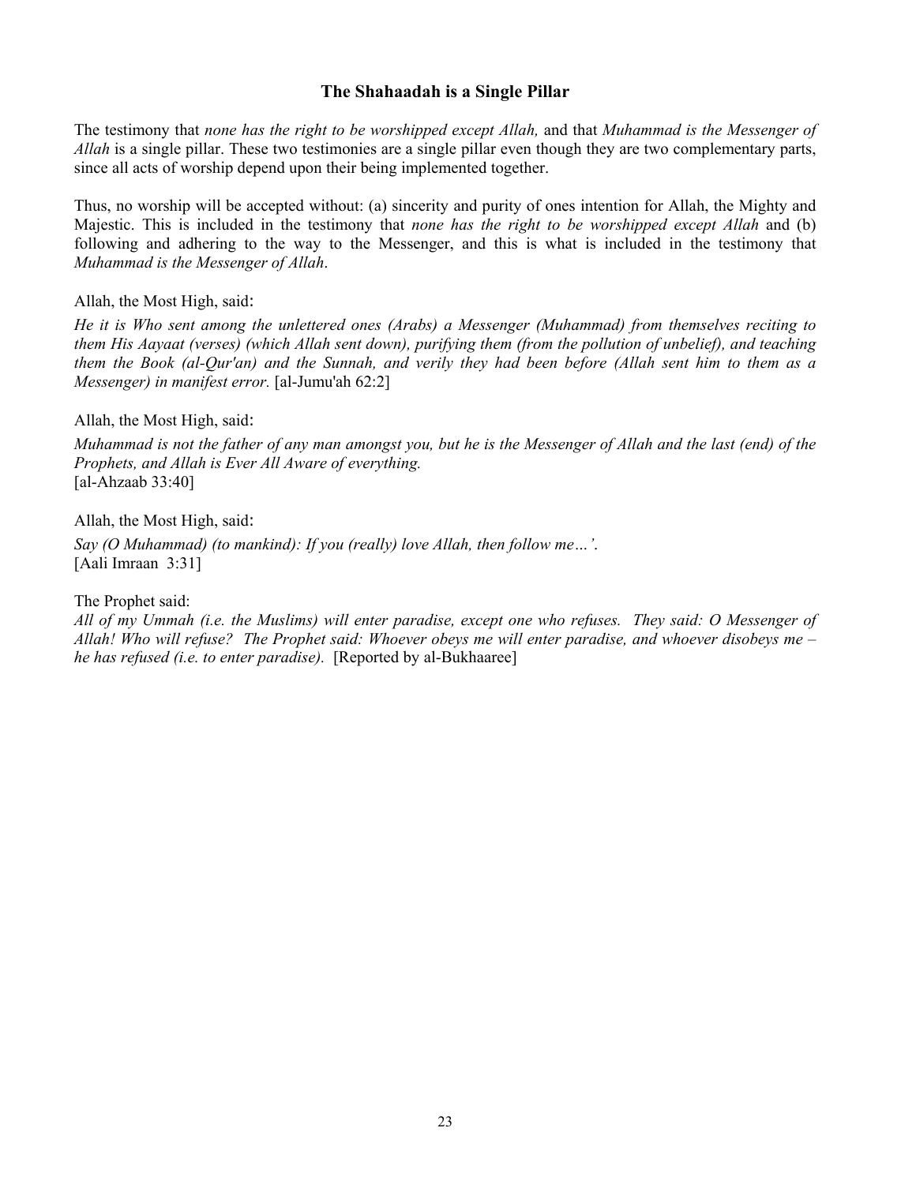### The Shahaadah is a Single Pillar

The testimony that *none has the right to be worshipped except Allah,* and that *Muhammad is the Messenger of Allah* is a single pillar. These two testimonies are a single pillar even though they are two complementary parts, since all acts of worship depend upon their being implemented together.

Thus, no worship will be accepted without: (a) sincerity and purity of ones intention for Allah, the Mighty and Majestic. This is included in the testimony that *none has the right to be worshipped except Allah* and (b) following and adhering to the way to the Messenger, and this is what is included in the testimony that *Muhammad is the Messenger of Allah*.

Allah, the Most High, said:

*He it is Who sent among the unlettered ones (Arabs) a Messenger (Muhammad) from themselves reciting to them His Aayaat (verses) (which Allah sent down), purifying them (from the pollution of unbelief), and teaching them the Book (al-Qur'an) and the Sunnah, and verily they had been before (Allah sent him to them as a Messenger) in manifest error.* [al-Jumu'ah 62:2]

Allah, the Most High, said:

*Muhammad is not the father of any man amongst you, but he is the Messenger of Allah and the last (end) of the Prophets, and Allah is Ever All Aware of everything.*
[al-Ahzaab 33:40]

Allah, the Most High, said:

*Say (O Muhammad) (to mankind): If you (really) love Allah, then follow me…'.*
[Aali Imraan 3:31]

The Prophet said:
*All of my Ummah (i.e. the Muslims) will enter paradise, except one who refuses. They said: O Messenger of Allah! Who will refuse? The Prophet said: Whoever obeys me will enter paradise, and whoever disobeys me – he has refused (i.e. to enter paradise).* [Reported by al-Bukhaaree]